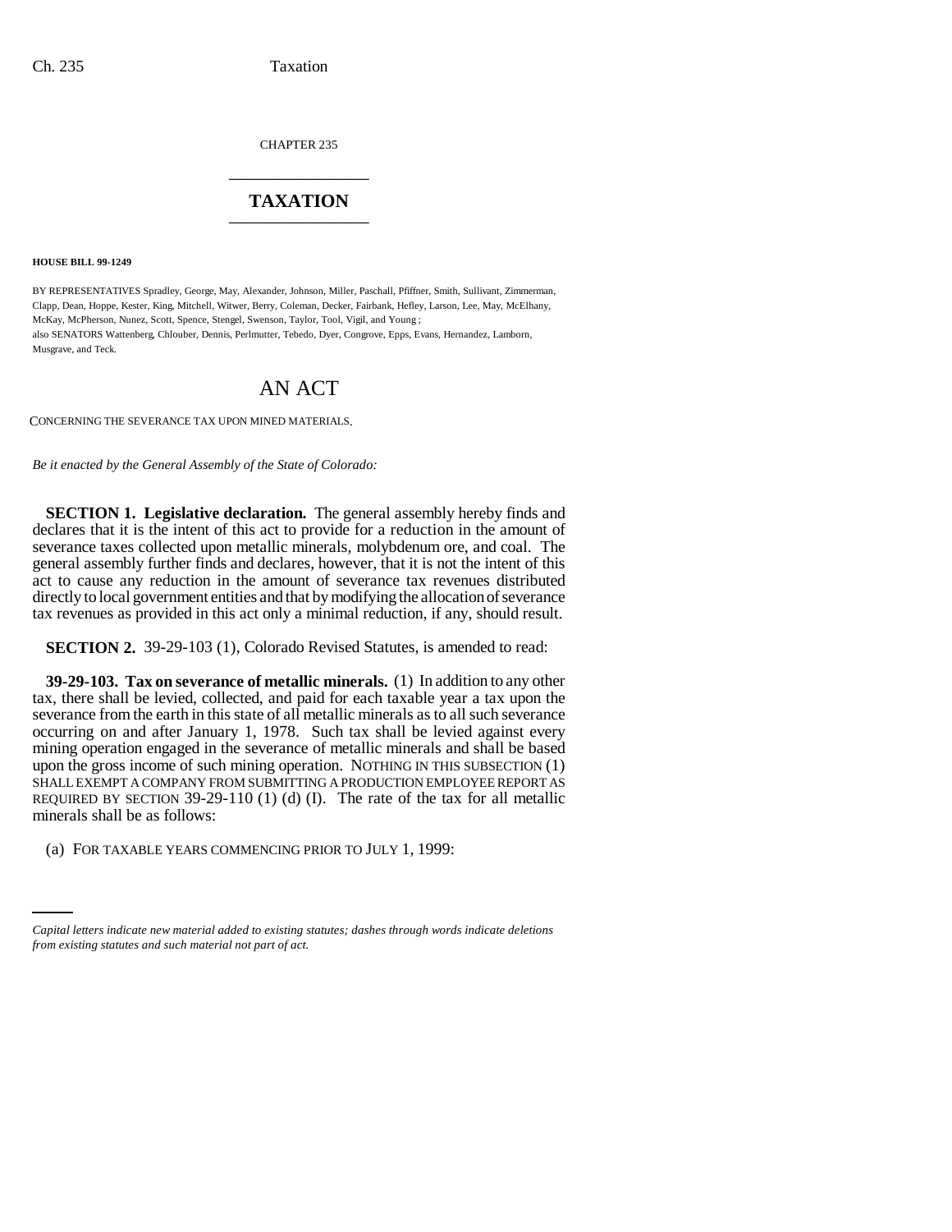CHAPTER 235

# TAXATION

**HOUSE BILL 99-1249**

BY REPRESENTATIVES Spradley, George, May, Alexander, Johnson, Miller, Paschall, Pfiffner, Smith, Sullivant, Zimmerman, Clapp, Dean, Hoppe, Kester, King, Mitchell, Witwer, Berry, Coleman, Decker, Fairbank, Hefley, Larson, Lee, May, McElhany, McKay, McPherson, Nunez, Scott, Spence, Stengel, Swenson, Taylor, Tool, Vigil, and Young;
also SENATORS Wattenberg, Chlouber, Dennis, Perlmutter, Tebedo, Dyer, Congrove, Epps, Evans, Hernandez, Lamborn, Musgrave, and Teck.

# AN ACT

CONCERNING THE SEVERANCE TAX UPON MINED MATERIALS.

*Be it enacted by the General Assembly of the State of Colorado:*

**SECTION 1. Legislative declaration.** The general assembly hereby finds and declares that it is the intent of this act to provide for a reduction in the amount of severance taxes collected upon metallic minerals, molybdenum ore, and coal. The general assembly further finds and declares, however, that it is not the intent of this act to cause any reduction in the amount of severance tax revenues distributed directly to local government entities and that by modifying the allocation of severance tax revenues as provided in this act only a minimal reduction, if any, should result.

**SECTION 2.** 39-29-103 (1), Colorado Revised Statutes, is amended to read:

**39-29-103. Tax on severance of metallic minerals.** (1) In addition to any other tax, there shall be levied, collected, and paid for each taxable year a tax upon the severance from the earth in this state of all metallic minerals as to all such severance occurring on and after January 1, 1978. Such tax shall be levied against every mining operation engaged in the severance of metallic minerals and shall be based upon the gross income of such mining operation. NOTHING IN THIS SUBSECTION (1) SHALL EXEMPT A COMPANY FROM SUBMITTING A PRODUCTION EMPLOYEE REPORT AS REQUIRED BY SECTION 39-29-110 (1) (d) (I). The rate of the tax for all metallic minerals shall be as follows:

(a) FOR TAXABLE YEARS COMMENCING PRIOR TO JULY 1, 1999:

*Capital letters indicate new material added to existing statutes; dashes through words indicate deletions from existing statutes and such material not part of act.*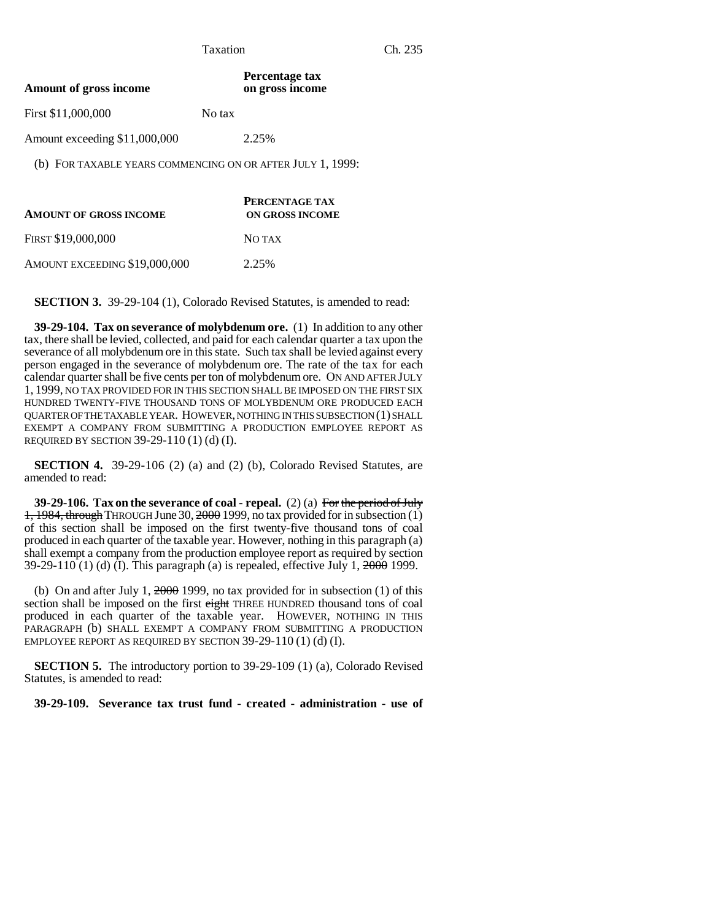| Amount of gross income | Percentage tax on gross income |
|---|---|
| First $11,000,000 | No tax |
| Amount exceeding $11,000,000 | 2.25% |

(b) FOR TAXABLE YEARS COMMENCING ON OR AFTER JULY 1, 1999:

| AMOUNT OF GROSS INCOME | PERCENTAGE TAX ON GROSS INCOME |
|---|---|
| FIRST $19,000,000 | NO TAX |
| AMOUNT EXCEEDING $19,000,000 | 2.25% |

**SECTION 3.** 39-29-104 (1), Colorado Revised Statutes, is amended to read:

**39-29-104. Tax on severance of molybdenum ore.** (1) In addition to any other tax, there shall be levied, collected, and paid for each calendar quarter a tax upon the severance of all molybdenum ore in this state. Such tax shall be levied against every person engaged in the severance of molybdenum ore. The rate of the tax for each calendar quarter shall be five cents per ton of molybdenum ore. ON AND AFTER JULY 1, 1999, NO TAX PROVIDED FOR IN THIS SECTION SHALL BE IMPOSED ON THE FIRST SIX HUNDRED TWENTY-FIVE THOUSAND TONS OF MOLYBDENUM ORE PRODUCED EACH QUARTER OF THE TAXABLE YEAR. HOWEVER, NOTHING IN THIS SUBSECTION (1) SHALL EXEMPT A COMPANY FROM SUBMITTING A PRODUCTION EMPLOYEE REPORT AS REQUIRED BY SECTION 39-29-110 (1) (d) (I).

**SECTION 4.** 39-29-106 (2) (a) and (2) (b), Colorado Revised Statutes, are amended to read:

**39-29-106. Tax on the severance of coal - repeal.** (2) (a) ~~For the period of July 1, 1984, through~~ THROUGH June 30, ~~2000~~ 1999, no tax provided for in subsection (1) of this section shall be imposed on the first twenty-five thousand tons of coal produced in each quarter of the taxable year. However, nothing in this paragraph (a) shall exempt a company from the production employee report as required by section 39-29-110 (1) (d) (I). This paragraph (a) is repealed, effective July 1, ~~2000~~ 1999.

(b) On and after July 1, ~~2000~~ 1999, no tax provided for in subsection (1) of this section shall be imposed on the first ~~eight~~ THREE HUNDRED thousand tons of coal produced in each quarter of the taxable year. HOWEVER, NOTHING IN THIS PARAGRAPH (b) SHALL EXEMPT A COMPANY FROM SUBMITTING A PRODUCTION EMPLOYEE REPORT AS REQUIRED BY SECTION 39-29-110 (1) (d) (I).

**SECTION 5.** The introductory portion to 39-29-109 (1) (a), Colorado Revised Statutes, is amended to read:

**39-29-109. Severance tax trust fund - created - administration - use of**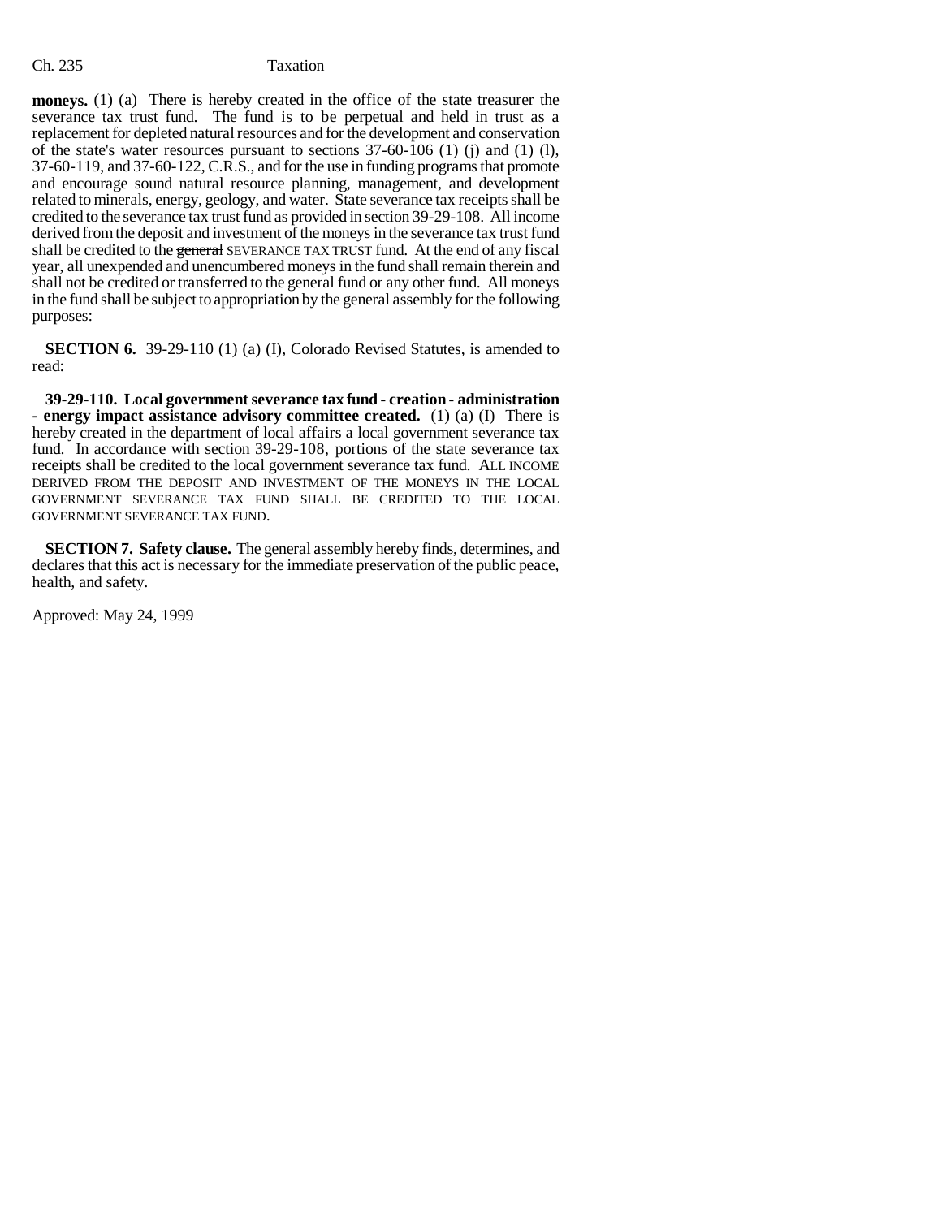**moneys.** (1) (a) There is hereby created in the office of the state treasurer the severance tax trust fund. The fund is to be perpetual and held in trust as a replacement for depleted natural resources and for the development and conservation of the state's water resources pursuant to sections 37-60-106 (1) (j) and (1) (l), 37-60-119, and 37-60-122, C.R.S., and for the use in funding programs that promote and encourage sound natural resource planning, management, and development related to minerals, energy, geology, and water. State severance tax receipts shall be credited to the severance tax trust fund as provided in section 39-29-108. All income derived from the deposit and investment of the moneys in the severance tax trust fund shall be credited to the ~~general~~ SEVERANCE TAX TRUST fund. At the end of any fiscal year, all unexpended and unencumbered moneys in the fund shall remain therein and shall not be credited or transferred to the general fund or any other fund. All moneys in the fund shall be subject to appropriation by the general assembly for the following purposes:

**SECTION 6.** 39-29-110 (1) (a) (I), Colorado Revised Statutes, is amended to read:

**39-29-110. Local government severance tax fund - creation - administration - energy impact assistance advisory committee created.** (1) (a) (I) There is hereby created in the department of local affairs a local government severance tax fund. In accordance with section 39-29-108, portions of the state severance tax receipts shall be credited to the local government severance tax fund. ALL INCOME DERIVED FROM THE DEPOSIT AND INVESTMENT OF THE MONEYS IN THE LOCAL GOVERNMENT SEVERANCE TAX FUND SHALL BE CREDITED TO THE LOCAL GOVERNMENT SEVERANCE TAX FUND.

**SECTION 7. Safety clause.** The general assembly hereby finds, determines, and declares that this act is necessary for the immediate preservation of the public peace, health, and safety.

Approved: May 24, 1999